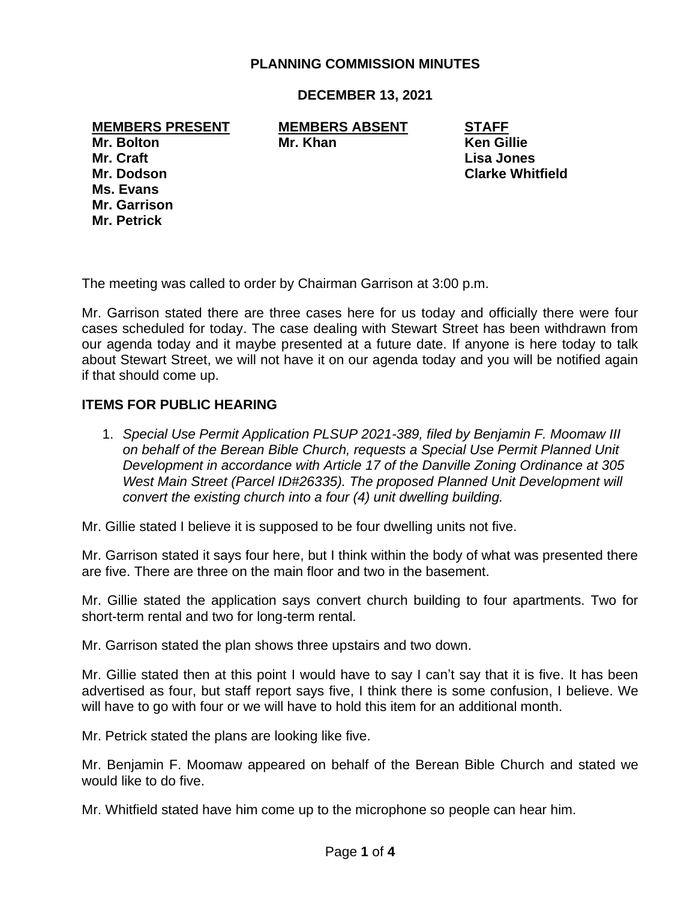# PLANNING COMMISSION MINUTES

## DECEMBER 13, 2021

| MEMBERS PRESENT | MEMBERS ABSENT | STAFF |
|---|---|---|
| Mr. Bolton | Mr. Khan | Ken Gillie |
| Mr. Craft | | Lisa Jones |
| Mr. Dodson | | Clarke Whitfield |
| Ms. Evans | | |
| Mr. Garrison | | |
| Mr. Petrick | | |

The meeting was called to order by Chairman Garrison at 3:00 p.m.

Mr. Garrison stated there are three cases here for us today and officially there were four cases scheduled for today. The case dealing with Stewart Street has been withdrawn from our agenda today and it maybe presented at a future date. If anyone is here today to talk about Stewart Street, we will not have it on our agenda today and you will be notified again if that should come up.

## ITEMS FOR PUBLIC HEARING

1. *Special Use Permit Application PLSUP 2021-389, filed by Benjamin F. Moomaw III on behalf of the Berean Bible Church, requests a Special Use Permit Planned Unit Development in accordance with Article 17 of the Danville Zoning Ordinance at 305 West Main Street (Parcel ID#26335). The proposed Planned Unit Development will convert the existing church into a four (4) unit dwelling building.*

Mr. Gillie stated I believe it is supposed to be four dwelling units not five.

Mr. Garrison stated it says four here, but I think within the body of what was presented there are five. There are three on the main floor and two in the basement.

Mr. Gillie stated the application says convert church building to four apartments. Two for short-term rental and two for long-term rental.

Mr. Garrison stated the plan shows three upstairs and two down.

Mr. Gillie stated then at this point I would have to say I can't say that it is five. It has been advertised as four, but staff report says five, I think there is some confusion, I believe. We will have to go with four or we will have to hold this item for an additional month.

Mr. Petrick stated the plans are looking like five.

Mr. Benjamin F. Moomaw appeared on behalf of the Berean Bible Church and stated we would like to do five.

Mr. Whitfield stated have him come up to the microphone so people can hear him.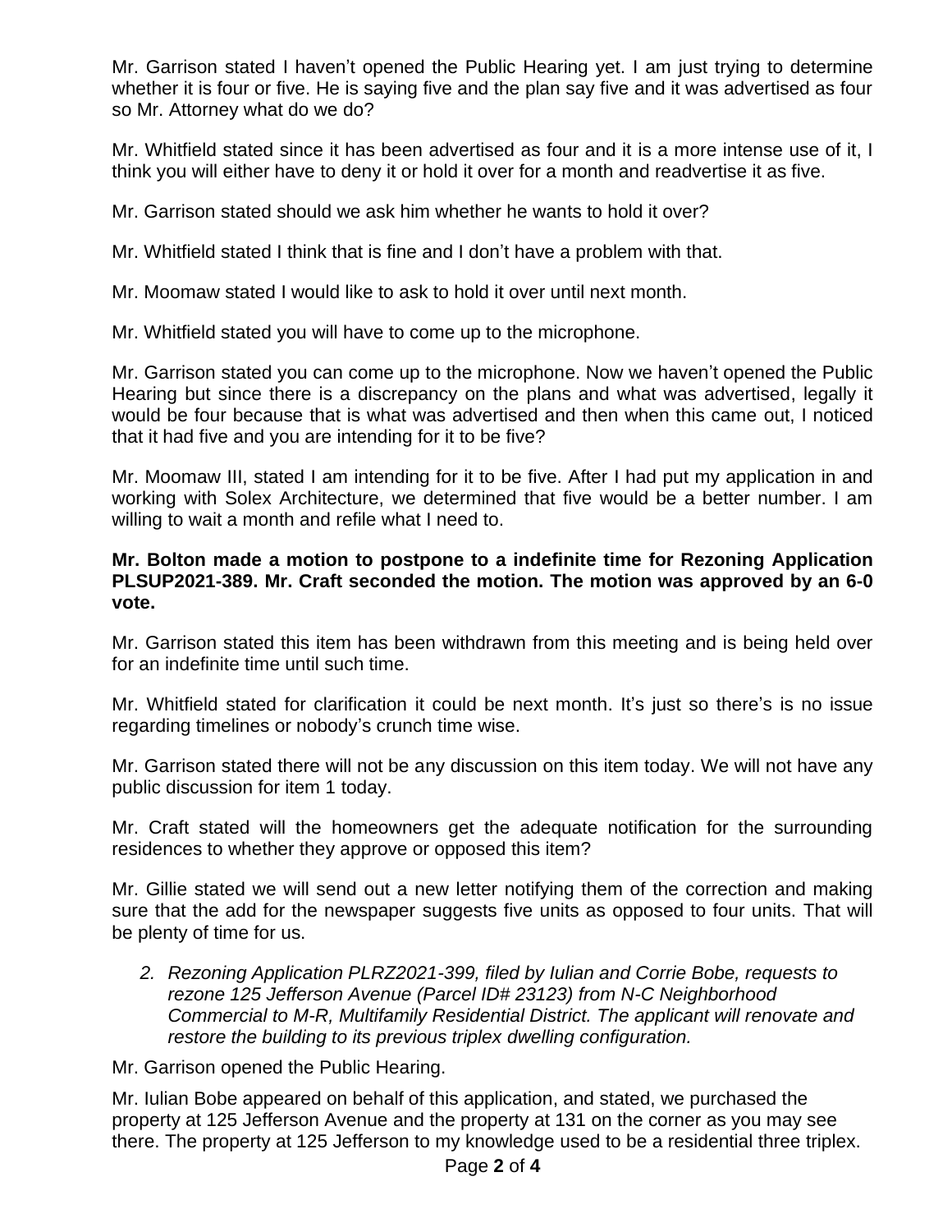Mr. Garrison stated I haven't opened the Public Hearing yet. I am just trying to determine whether it is four or five. He is saying five and the plan say five and it was advertised as four so Mr. Attorney what do we do?

Mr. Whitfield stated since it has been advertised as four and it is a more intense use of it, I think you will either have to deny it or hold it over for a month and readvertise it as five.

Mr. Garrison stated should we ask him whether he wants to hold it over?

Mr. Whitfield stated I think that is fine and I don't have a problem with that.

Mr. Moomaw stated I would like to ask to hold it over until next month.

Mr. Whitfield stated you will have to come up to the microphone.

Mr. Garrison stated you can come up to the microphone. Now we haven't opened the Public Hearing but since there is a discrepancy on the plans and what was advertised, legally it would be four because that is what was advertised and then when this came out, I noticed that it had five and you are intending for it to be five?

Mr. Moomaw III, stated I am intending for it to be five. After I had put my application in and working with Solex Architecture, we determined that five would be a better number. I am willing to wait a month and refile what I need to.

**Mr. Bolton made a motion to postpone to a indefinite time for Rezoning Application PLSUP2021-389. Mr. Craft seconded the motion. The motion was approved by an 6-0 vote.**

Mr. Garrison stated this item has been withdrawn from this meeting and is being held over for an indefinite time until such time.

Mr. Whitfield stated for clarification it could be next month. It's just so there's is no issue regarding timelines or nobody's crunch time wise.

Mr. Garrison stated there will not be any discussion on this item today. We will not have any public discussion for item 1 today.

Mr. Craft stated will the homeowners get the adequate notification for the surrounding residences to whether they approve or opposed this item?

Mr. Gillie stated we will send out a new letter notifying them of the correction and making sure that the add for the newspaper suggests five units as opposed to four units. That will be plenty of time for us.

2. *Rezoning Application PLRZ2021-399, filed by Iulian and Corrie Bobe, requests to rezone 125 Jefferson Avenue (Parcel ID# 23123) from N-C Neighborhood Commercial to M-R, Multifamily Residential District. The applicant will renovate and restore the building to its previous triplex dwelling configuration.*

Mr. Garrison opened the Public Hearing.

Mr. Iulian Bobe appeared on behalf of this application, and stated, we purchased the property at 125 Jefferson Avenue and the property at 131 on the corner as you may see there. The property at 125 Jefferson to my knowledge used to be a residential three triplex.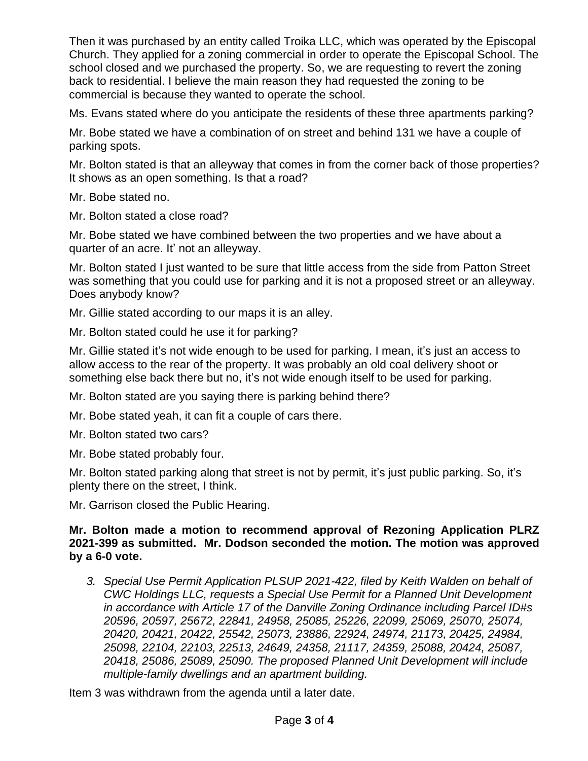Then it was purchased by an entity called Troika LLC, which was operated by the Episcopal Church. They applied for a zoning commercial in order to operate the Episcopal School. The school closed and we purchased the property. So, we are requesting to revert the zoning back to residential. I believe the main reason they had requested the zoning to be commercial is because they wanted to operate the school.

Ms. Evans stated where do you anticipate the residents of these three apartments parking?

Mr. Bobe stated we have a combination of on street and behind 131 we have a couple of parking spots.

Mr. Bolton stated is that an alleyway that comes in from the corner back of those properties? It shows as an open something. Is that a road?

Mr. Bobe stated no.

Mr. Bolton stated a close road?

Mr. Bobe stated we have combined between the two properties and we have about a quarter of an acre. It' not an alleyway.

Mr. Bolton stated I just wanted to be sure that little access from the side from Patton Street was something that you could use for parking and it is not a proposed street or an alleyway. Does anybody know?

Mr. Gillie stated according to our maps it is an alley.

Mr. Bolton stated could he use it for parking?

Mr. Gillie stated it's not wide enough to be used for parking. I mean, it's just an access to allow access to the rear of the property. It was probably an old coal delivery shoot or something else back there but no, it's not wide enough itself to be used for parking.

Mr. Bolton stated are you saying there is parking behind there?

Mr. Bobe stated yeah, it can fit a couple of cars there.

Mr. Bolton stated two cars?

Mr. Bobe stated probably four.

Mr. Bolton stated parking along that street is not by permit, it's just public parking. So, it's plenty there on the street, I think.

Mr. Garrison closed the Public Hearing.

**Mr. Bolton made a motion to recommend approval of Rezoning Application PLRZ 2021-399 as submitted. Mr. Dodson seconded the motion. The motion was approved by a 6-0 vote.**

3. *Special Use Permit Application PLSUP 2021-422, filed by Keith Walden on behalf of CWC Holdings LLC, requests a Special Use Permit for a Planned Unit Development in accordance with Article 17 of the Danville Zoning Ordinance including Parcel ID#s 20596, 20597, 25672, 22841, 24958, 25085, 25226, 22099, 25069, 25070, 25074, 20420, 20421, 20422, 25542, 25073, 23886, 22924, 24974, 21173, 20425, 24984, 25098, 22104, 22103, 22513, 24649, 24358, 21117, 24359, 25088, 20424, 25087, 20418, 25086, 25089, 25090. The proposed Planned Unit Development will include multiple-family dwellings and an apartment building.*

Item 3 was withdrawn from the agenda until a later date.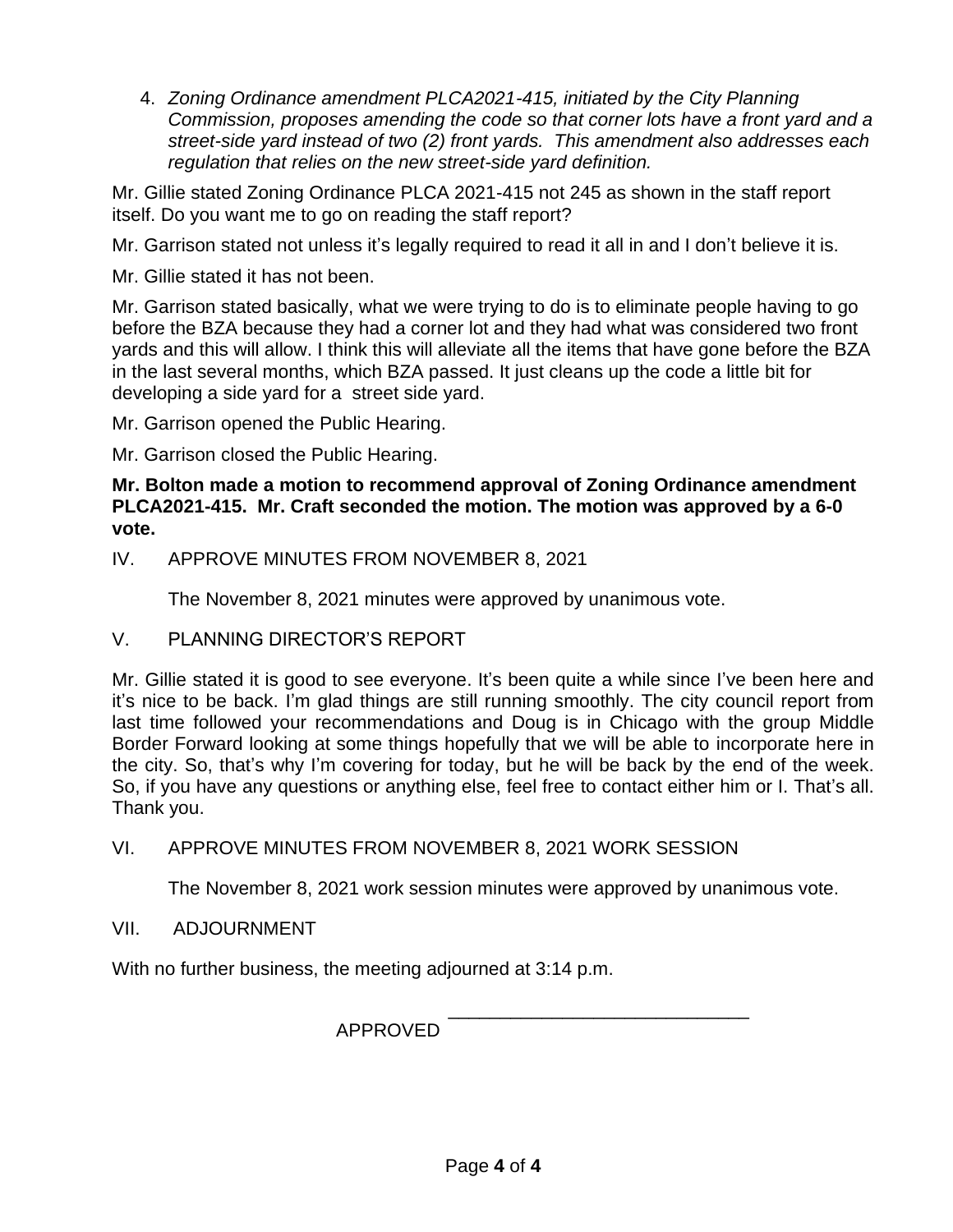4. *Zoning Ordinance amendment PLCA2021-415, initiated by the City Planning Commission, proposes amending the code so that corner lots have a front yard and a street-side yard instead of two (2) front yards. This amendment also addresses each regulation that relies on the new street-side yard definition.*

Mr. Gillie stated Zoning Ordinance PLCA 2021-415 not 245 as shown in the staff report itself. Do you want me to go on reading the staff report?

Mr. Garrison stated not unless it's legally required to read it all in and I don't believe it is.

Mr. Gillie stated it has not been.

Mr. Garrison stated basically, what we were trying to do is to eliminate people having to go before the BZA because they had a corner lot and they had what was considered two front yards and this will allow. I think this will alleviate all the items that have gone before the BZA in the last several months, which BZA passed. It just cleans up the code a little bit for developing a side yard for a street side yard.

Mr. Garrison opened the Public Hearing.

Mr. Garrison closed the Public Hearing.

**Mr. Bolton made a motion to recommend approval of Zoning Ordinance amendment PLCA2021-415. Mr. Craft seconded the motion. The motion was approved by a 6-0 vote.**

IV. APPROVE MINUTES FROM NOVEMBER 8, 2021

The November 8, 2021 minutes were approved by unanimous vote.

V. PLANNING DIRECTOR'S REPORT

Mr. Gillie stated it is good to see everyone. It's been quite a while since I've been here and it's nice to be back. I'm glad things are still running smoothly. The city council report from last time followed your recommendations and Doug is in Chicago with the group Middle Border Forward looking at some things hopefully that we will be able to incorporate here in the city. So, that's why I'm covering for today, but he will be back by the end of the week. So, if you have any questions or anything else, feel free to contact either him or I. That's all. Thank you.

VI. APPROVE MINUTES FROM NOVEMBER 8, 2021 WORK SESSION

The November 8, 2021 work session minutes were approved by unanimous vote.

VII. ADJOURNMENT

With no further business, the meeting adjourned at 3:14 p.m.

APPROVED \_\_\_\_\_\_\_\_\_\_\_\_\_\_\_\_\_\_\_\_\_\_\_\_\_\_\_\_\_\_